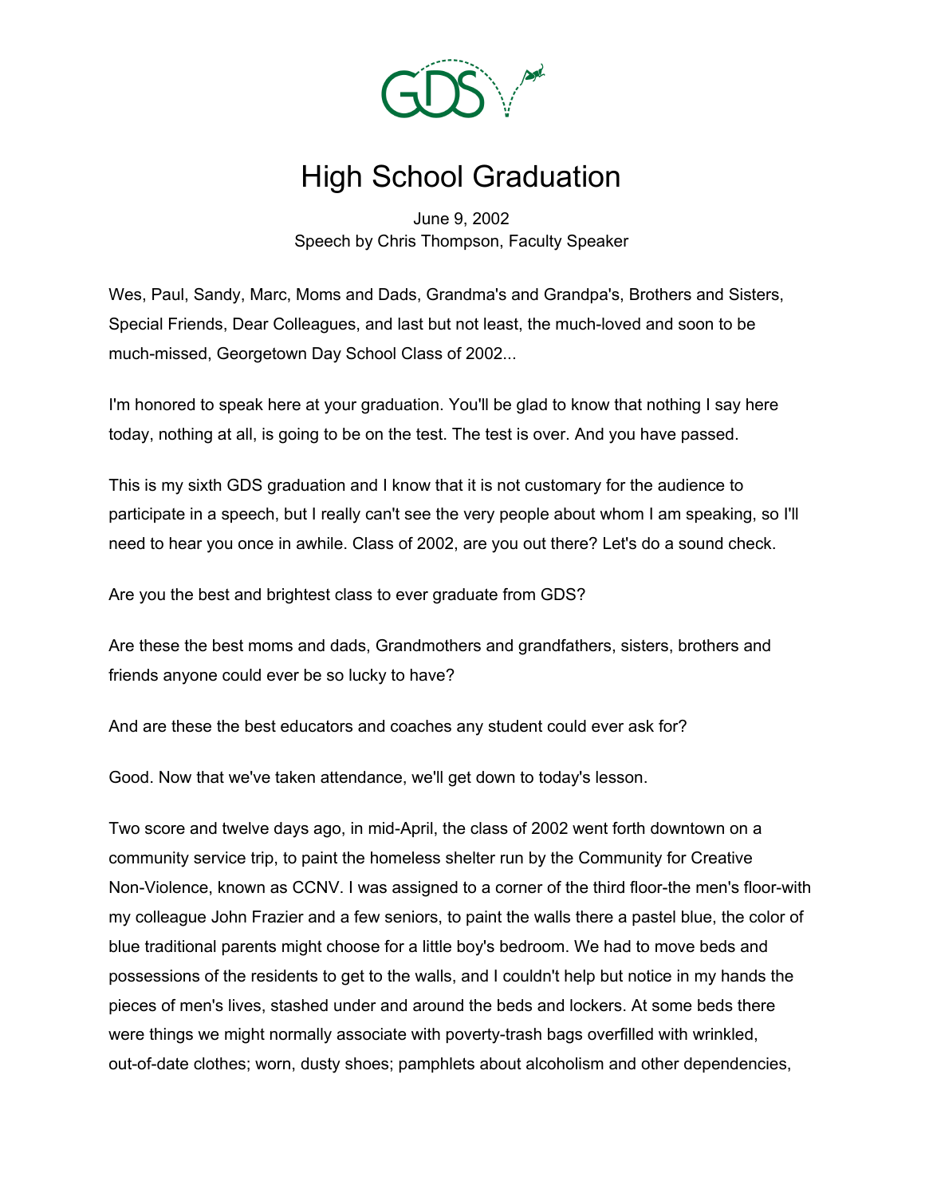# High School Graduation

June 9, 2002
Speech by Chris Thompson, Faculty Speaker

Wes, Paul, Sandy, Marc, Moms and Dads, Grandma's and Grandpa's, Brothers and Sisters, Special Friends, Dear Colleagues, and last but not least, the much-loved and soon to be much-missed, Georgetown Day School Class of 2002...

I'm honored to speak here at your graduation. You'll be glad to know that nothing I say here today, nothing at all, is going to be on the test. The test is over. And you have passed.

This is my sixth GDS graduation and I know that it is not customary for the audience to participate in a speech, but I really can't see the very people about whom I am speaking, so I'll need to hear you once in awhile. Class of 2002, are you out there? Let's do a sound check.

Are you the best and brightest class to ever graduate from GDS?

Are these the best moms and dads, Grandmothers and grandfathers, sisters, brothers and friends anyone could ever be so lucky to have?

And are these the best educators and coaches any student could ever ask for?

Good. Now that we've taken attendance, we'll get down to today's lesson.

Two score and twelve days ago, in mid-April, the class of 2002 went forth downtown on a community service trip, to paint the homeless shelter run by the Community for Creative Non-Violence, known as CCNV. I was assigned to a corner of the third floor-the men's floor-with my colleague John Frazier and a few seniors, to paint the walls there a pastel blue, the color of blue traditional parents might choose for a little boy's bedroom. We had to move beds and possessions of the residents to get to the walls, and I couldn't help but notice in my hands the pieces of men's lives, stashed under and around the beds and lockers. At some beds there were things we might normally associate with poverty-trash bags overfilled with wrinkled, out-of-date clothes; worn, dusty shoes; pamphlets about alcoholism and other dependencies,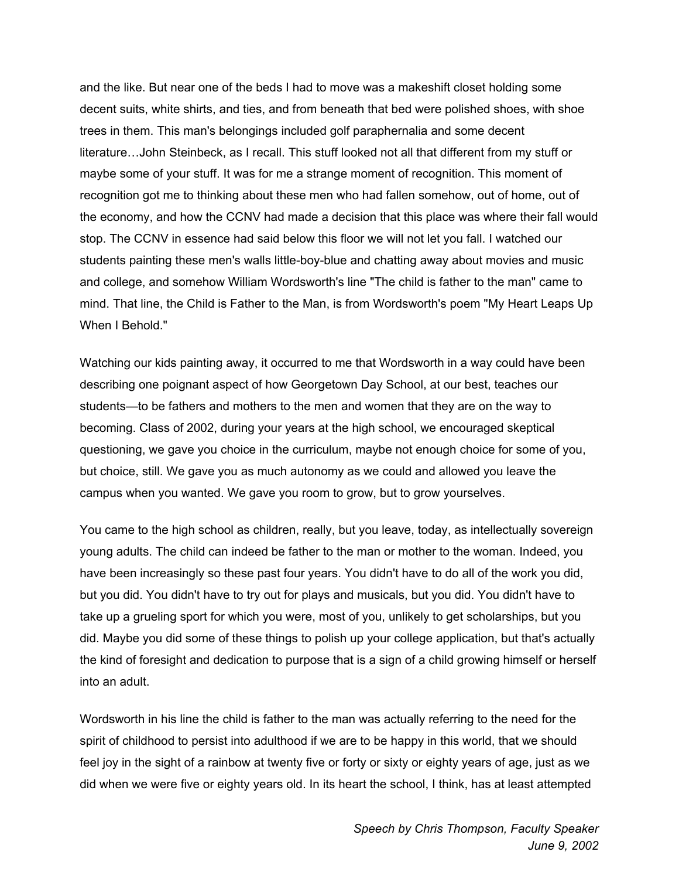and the like. But near one of the beds I had to move was a makeshift closet holding some decent suits, white shirts, and ties, and from beneath that bed were polished shoes, with shoe trees in them. This man's belongings included golf paraphernalia and some decent literature…John Steinbeck, as I recall. This stuff looked not all that different from my stuff or maybe some of your stuff. It was for me a strange moment of recognition. This moment of recognition got me to thinking about these men who had fallen somehow, out of home, out of the economy, and how the CCNV had made a decision that this place was where their fall would stop. The CCNV in essence had said below this floor we will not let you fall. I watched our students painting these men's walls little-boy-blue and chatting away about movies and music and college, and somehow William Wordsworth's line "The child is father to the man" came to mind. That line, the Child is Father to the Man, is from Wordsworth's poem "My Heart Leaps Up When I Behold."

Watching our kids painting away, it occurred to me that Wordsworth in a way could have been describing one poignant aspect of how Georgetown Day School, at our best, teaches our students—to be fathers and mothers to the men and women that they are on the way to becoming. Class of 2002, during your years at the high school, we encouraged skeptical questioning, we gave you choice in the curriculum, maybe not enough choice for some of you, but choice, still. We gave you as much autonomy as we could and allowed you leave the campus when you wanted. We gave you room to grow, but to grow yourselves.

You came to the high school as children, really, but you leave, today, as intellectually sovereign young adults. The child can indeed be father to the man or mother to the woman. Indeed, you have been increasingly so these past four years. You didn't have to do all of the work you did, but you did. You didn't have to try out for plays and musicals, but you did. You didn't have to take up a grueling sport for which you were, most of you, unlikely to get scholarships, but you did. Maybe you did some of these things to polish up your college application, but that's actually the kind of foresight and dedication to purpose that is a sign of a child growing himself or herself into an adult.

Wordsworth in his line the child is father to the man was actually referring to the need for the spirit of childhood to persist into adulthood if we are to be happy in this world, that we should feel joy in the sight of a rainbow at twenty five or forty or sixty or eighty years of age, just as we did when we were five or eighty years old. In its heart the school, I think, has at least attempted

*Speech by Chris Thompson, Faculty Speaker*
*June 9, 2002*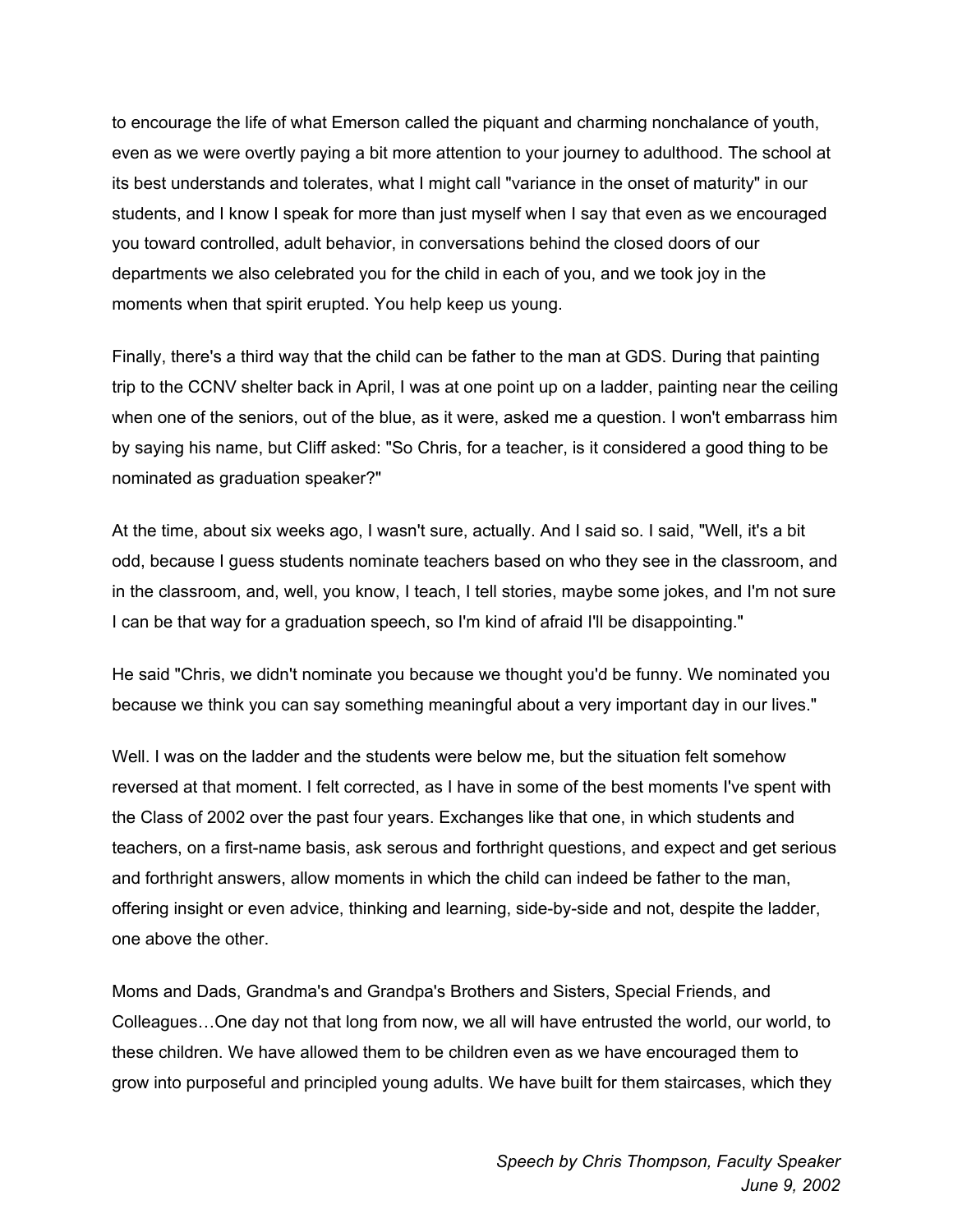to encourage the life of what Emerson called the piquant and charming nonchalance of youth, even as we were overtly paying a bit more attention to your journey to adulthood. The school at its best understands and tolerates, what I might call "variance in the onset of maturity" in our students, and I know I speak for more than just myself when I say that even as we encouraged you toward controlled, adult behavior, in conversations behind the closed doors of our departments we also celebrated you for the child in each of you, and we took joy in the moments when that spirit erupted. You help keep us young.

Finally, there's a third way that the child can be father to the man at GDS. During that painting trip to the CCNV shelter back in April, I was at one point up on a ladder, painting near the ceiling when one of the seniors, out of the blue, as it were, asked me a question. I won't embarrass him by saying his name, but Cliff asked: "So Chris, for a teacher, is it considered a good thing to be nominated as graduation speaker?"

At the time, about six weeks ago, I wasn't sure, actually. And I said so. I said, "Well, it's a bit odd, because I guess students nominate teachers based on who they see in the classroom, and in the classroom, and, well, you know, I teach, I tell stories, maybe some jokes, and I'm not sure I can be that way for a graduation speech, so I'm kind of afraid I'll be disappointing."

He said "Chris, we didn't nominate you because we thought you'd be funny. We nominated you because we think you can say something meaningful about a very important day in our lives."

Well. I was on the ladder and the students were below me, but the situation felt somehow reversed at that moment. I felt corrected, as I have in some of the best moments I've spent with the Class of 2002 over the past four years. Exchanges like that one, in which students and teachers, on a first-name basis, ask serous and forthright questions, and expect and get serious and forthright answers, allow moments in which the child can indeed be father to the man, offering insight or even advice, thinking and learning, side-by-side and not, despite the ladder, one above the other.

Moms and Dads, Grandma's and Grandpa's Brothers and Sisters, Special Friends, and Colleagues…One day not that long from now, we all will have entrusted the world, our world, to these children. We have allowed them to be children even as we have encouraged them to grow into purposeful and principled young adults. We have built for them staircases, which they

*Speech by Chris Thompson, Faculty Speaker*
*June 9, 2002*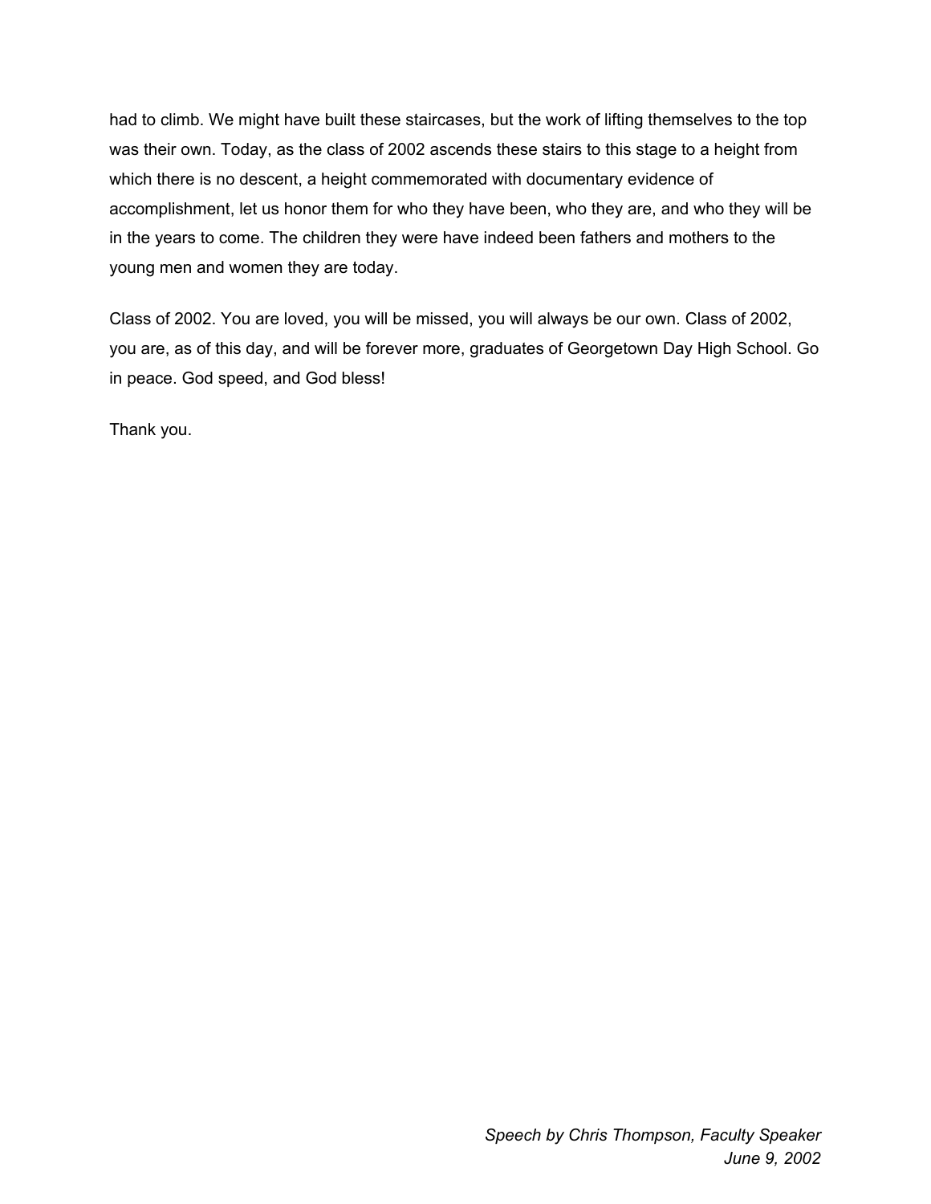had to climb. We might have built these staircases, but the work of lifting themselves to the top was their own. Today, as the class of 2002 ascends these stairs to this stage to a height from which there is no descent, a height commemorated with documentary evidence of accomplishment, let us honor them for who they have been, who they are, and who they will be in the years to come. The children they were have indeed been fathers and mothers to the young men and women they are today.

Class of 2002. You are loved, you will be missed, you will always be our own. Class of 2002, you are, as of this day, and will be forever more, graduates of Georgetown Day High School. Go in peace. God speed, and God bless!

Thank you.

*Speech by Chris Thompson, Faculty Speaker*
*June 9, 2002*